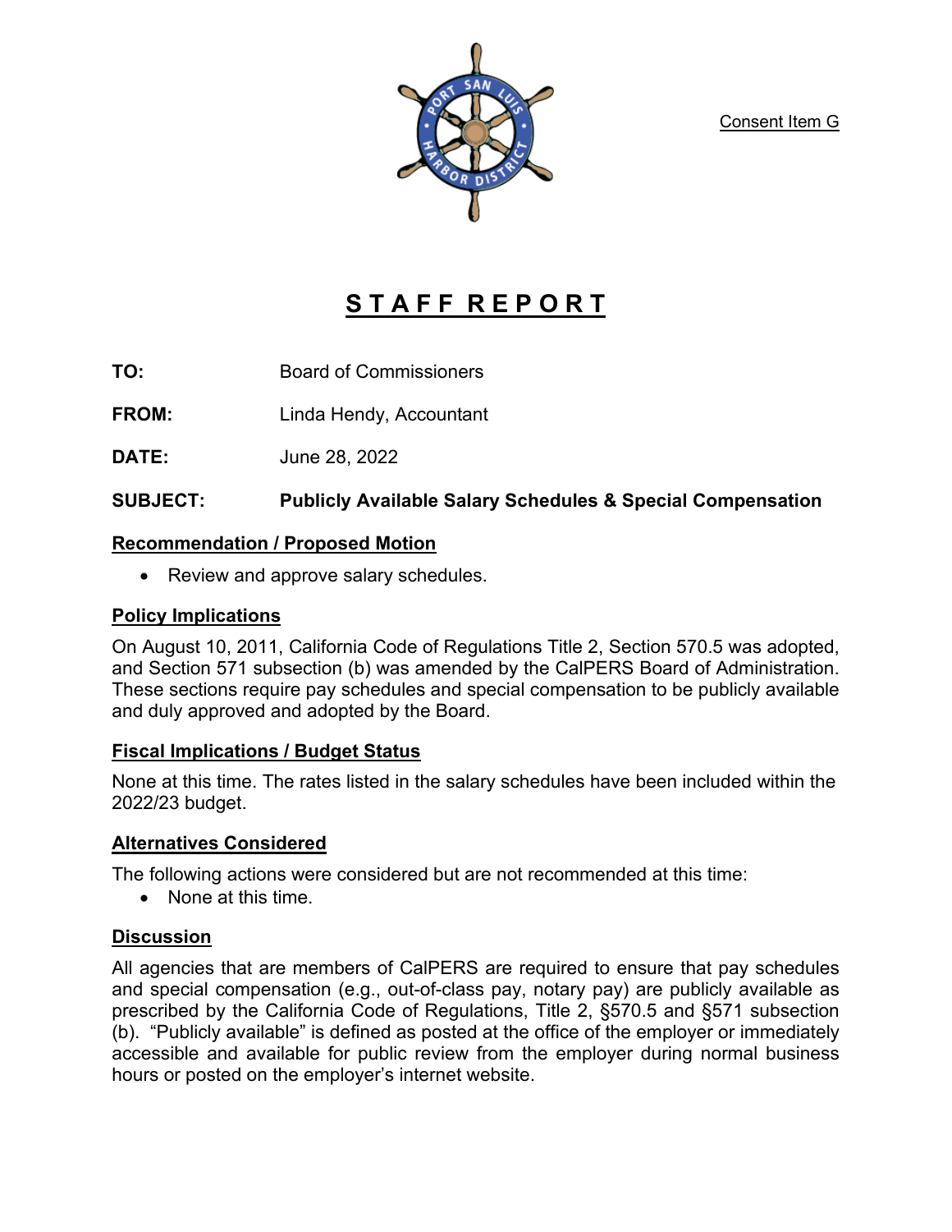Consent Item G

# STAFF REPORT

**TO:** Board of Commissioners

**FROM:** Linda Hendy, Accountant

**DATE:** June 28, 2022

**SUBJECT:** **Publicly Available Salary Schedules & Special Compensation**

## Recommendation / Proposed Motion

- Review and approve salary schedules.

## Policy Implications

On August 10, 2011, California Code of Regulations Title 2, Section 570.5 was adopted, and Section 571 subsection (b) was amended by the CalPERS Board of Administration. These sections require pay schedules and special compensation to be publicly available and duly approved and adopted by the Board.

## Fiscal Implications / Budget Status

None at this time. The rates listed in the salary schedules have been included within the 2022/23 budget.

## Alternatives Considered

The following actions were considered but are not recommended at this time:

- None at this time.

## Discussion

All agencies that are members of CalPERS are required to ensure that pay schedules and special compensation (e.g., out-of-class pay, notary pay) are publicly available as prescribed by the California Code of Regulations, Title 2, §570.5 and §571 subsection (b). "Publicly available" is defined as posted at the office of the employer or immediately accessible and available for public review from the employer during normal business hours or posted on the employer's internet website.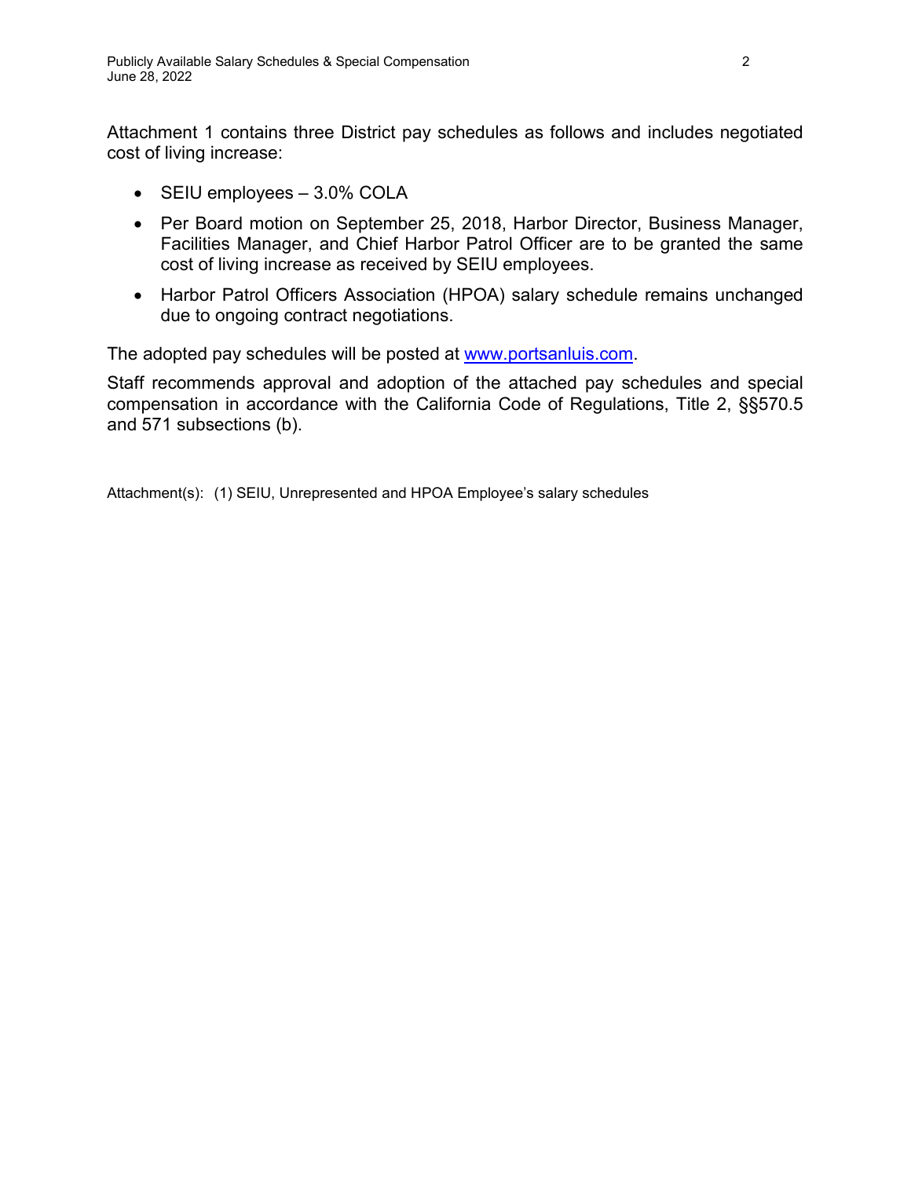Attachment 1 contains three District pay schedules as follows and includes negotiated cost of living increase:

- SEIU employees – 3.0% COLA
- Per Board motion on September 25, 2018, Harbor Director, Business Manager, Facilities Manager, and Chief Harbor Patrol Officer are to be granted the same cost of living increase as received by SEIU employees.
- Harbor Patrol Officers Association (HPOA) salary schedule remains unchanged due to ongoing contract negotiations.

The adopted pay schedules will be posted at www.portsanluis.com.

Staff recommends approval and adoption of the attached pay schedules and special compensation in accordance with the California Code of Regulations, Title 2, §§570.5 and 571 subsections (b).

Attachment(s): (1) SEIU, Unrepresented and HPOA Employee's salary schedules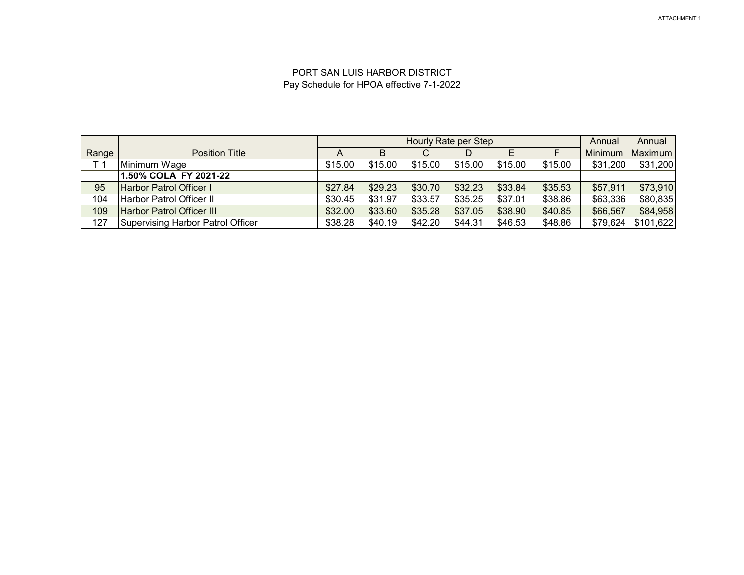ATTACHMENT 1

PORT SAN LUIS HARBOR DISTRICT
Pay Schedule for HPOA effective 7-1-2022

| | | Hourly Rate per Step | | | | | | Annual | Annual |
|---|---|---|---|---|---|---|---|---|---|
| Range | Position Title | A | B | C | D | E | F | Minimum | Maximum |
| T 1 | Minimum Wage | $15.00 | $15.00 | $15.00 | $15.00 | $15.00 | $15.00 | $31,200 | $31,200 |
| | **1.50% COLA FY 2021-22** | | | | | | | | |
| 95 | Harbor Patrol Officer I | $27.84 | $29.23 | $30.70 | $32.23 | $33.84 | $35.53 | $57,911 | $73,910 |
| 104 | Harbor Patrol Officer II | $30.45 | $31.97 | $33.57 | $35.25 | $37.01 | $38.86 | $63,336 | $80,835 |
| 109 | Harbor Patrol Officer III | $32.00 | $33.60 | $35.28 | $37.05 | $38.90 | $40.85 | $66,567 | $84,958 |
| 127 | Supervising Harbor Patrol Officer | $38.28 | $40.19 | $42.20 | $44.31 | $46.53 | $48.86 | $79,624 | $101,622 |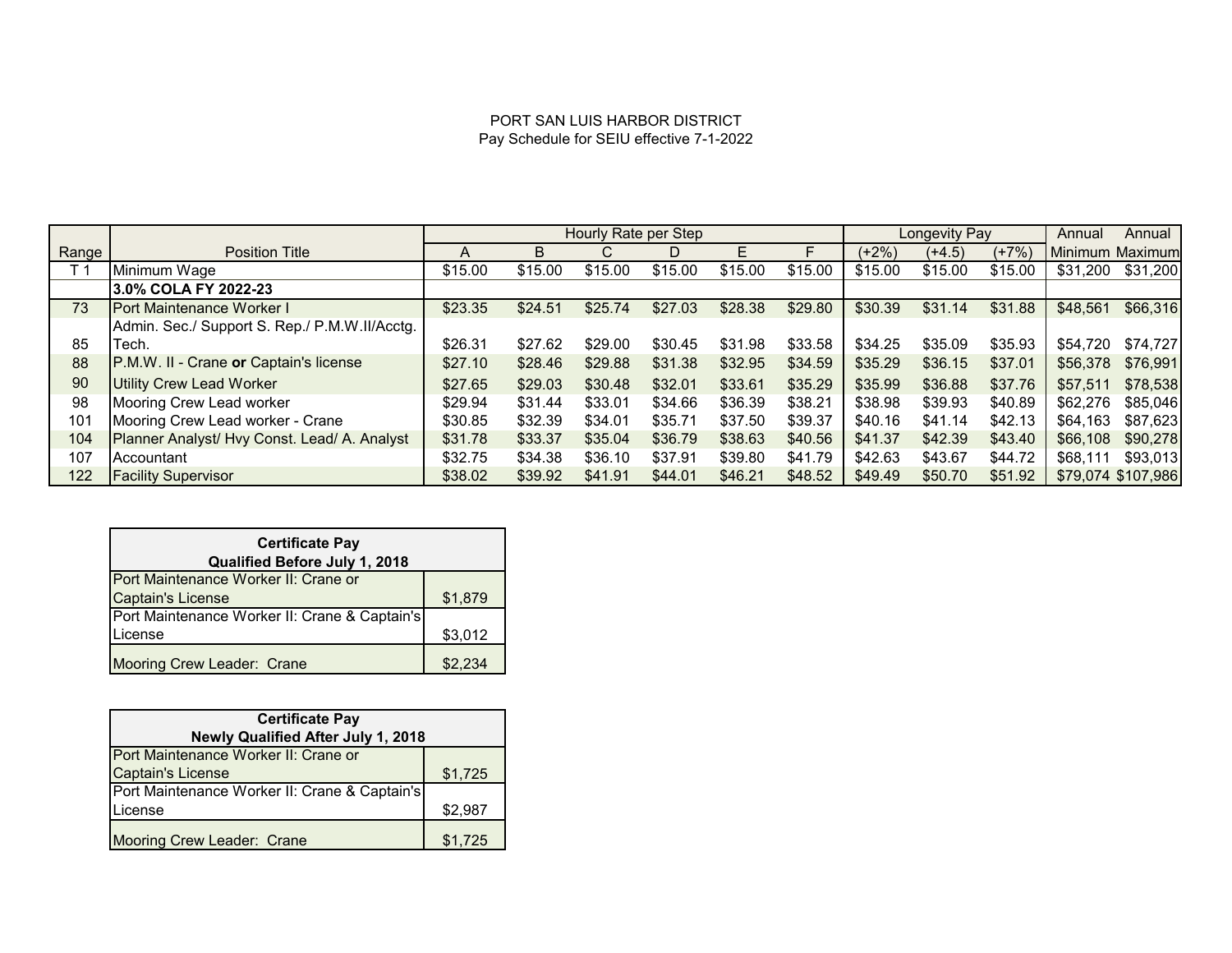PORT SAN LUIS HARBOR DISTRICT
Pay Schedule for SEIU effective 7-1-2022

| | | Hourly Rate per Step | | | | | | Longevity Pay | | | Annual | Annual |
|---|---|---|---|---|---|---|---|---|---|---|---|---|
| Range | Position Title | A | B | C | D | E | F | (+2%) | (+4.5) | (+7%) | Minimum | Maximum |
| T 1 | Minimum Wage | $15.00 | $15.00 | $15.00 | $15.00 | $15.00 | $15.00 | $15.00 | $15.00 | $15.00 | $31,200 | $31,200 |
| | **3.0% COLA FY 2022-23** | | | | | | | | | | | |
| 73 | Port Maintenance Worker I | $23.35 | $24.51 | $25.74 | $27.03 | $28.38 | $29.80 | $30.39 | $31.14 | $31.88 | $48,561 | $66,316 |
| 85 | Admin. Sec./ Support S. Rep./ P.M.W.II/Acctg. Tech. | $26.31 | $27.62 | $29.00 | $30.45 | $31.98 | $33.58 | $34.25 | $35.09 | $35.93 | $54,720 | $74,727 |
| 88 | P.M.W. II - Crane **or** Captain's license | $27.10 | $28.46 | $29.88 | $31.38 | $32.95 | $34.59 | $35.29 | $36.15 | $37.01 | $56,378 | $76,991 |
| 90 | Utility Crew Lead Worker | $27.65 | $29.03 | $30.48 | $32.01 | $33.61 | $35.29 | $35.99 | $36.88 | $37.76 | $57,511 | $78,538 |
| 98 | Mooring Crew Lead worker | $29.94 | $31.44 | $33.01 | $34.66 | $36.39 | $38.21 | $38.98 | $39.93 | $40.89 | $62,276 | $85,046 |
| 101 | Mooring Crew Lead worker - Crane | $30.85 | $32.39 | $34.01 | $35.71 | $37.50 | $39.37 | $40.16 | $41.14 | $42.13 | $64,163 | $87,623 |
| 104 | Planner Analyst/ Hvy Const. Lead/ A. Analyst | $31.78 | $33.37 | $35.04 | $36.79 | $38.63 | $40.56 | $41.37 | $42.39 | $43.40 | $66,108 | $90,278 |
| 107 | Accountant | $32.75 | $34.38 | $36.10 | $37.91 | $39.80 | $41.79 | $42.63 | $43.67 | $44.72 | $68,111 | $93,013 |
| 122 | Facility Supervisor | $38.02 | $39.92 | $41.91 | $44.01 | $46.21 | $48.52 | $49.49 | $50.70 | $51.92 | $79,074 | $107,986 |

| **Certificate Pay Qualified Before July 1, 2018** | |
|---|---|
| Port Maintenance Worker II: Crane or Captain's License | $1,879 |
| Port Maintenance Worker II: Crane & Captain's License | $3,012 |
| Mooring Crew Leader: Crane | $2,234 |

| **Certificate Pay Newly Qualified After July 1, 2018** | |
|---|---|
| Port Maintenance Worker II: Crane or Captain's License | $1,725 |
| Port Maintenance Worker II: Crane & Captain's License | $2,987 |
| Mooring Crew Leader: Crane | $1,725 |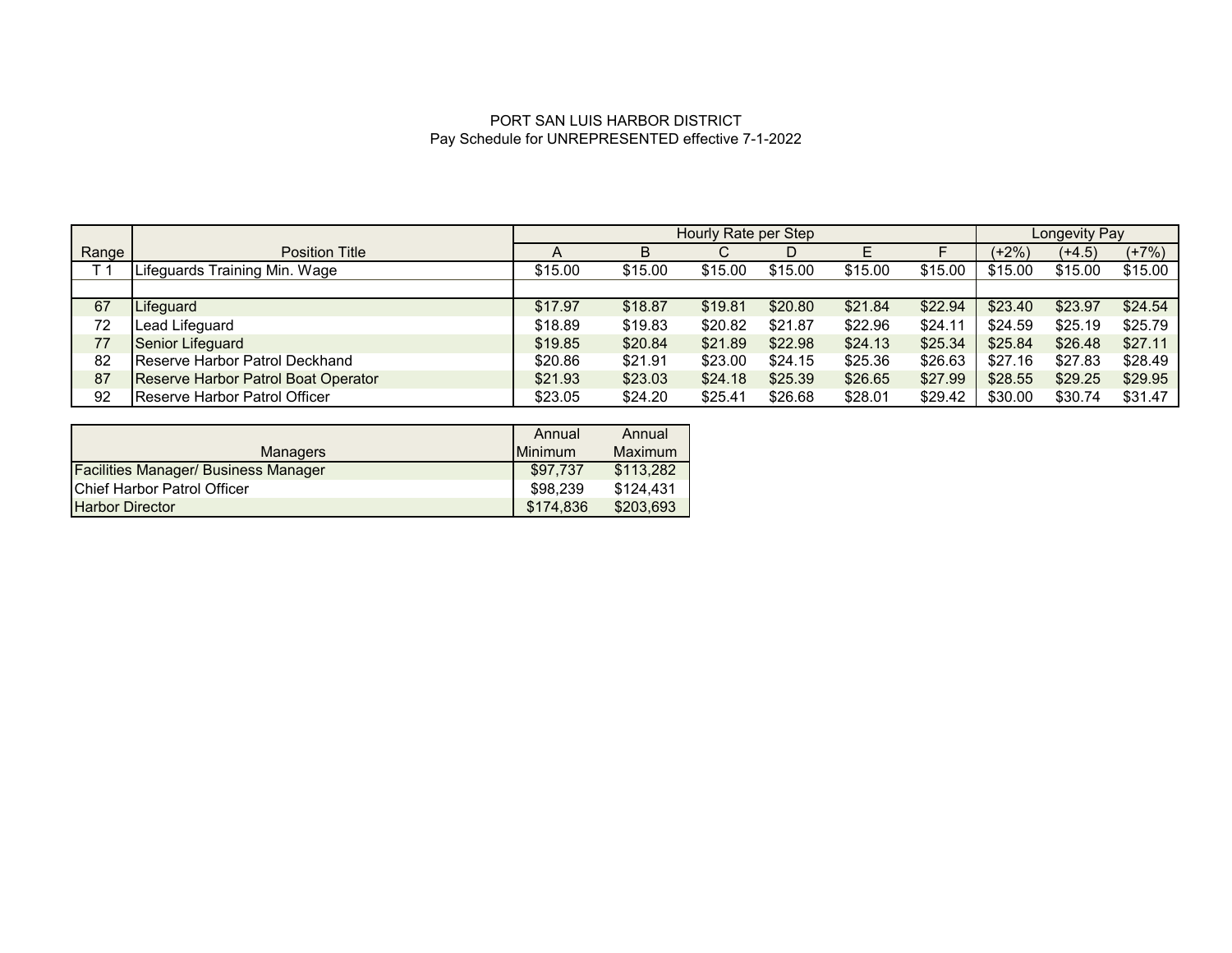PORT SAN LUIS HARBOR DISTRICT
Pay Schedule for UNREPRESENTED effective 7-1-2022

| Range | Position Title | Hourly Rate per Step | | | | | | Longevity Pay | | |
|---|---|---|---|---|---|---|---|---|---|---|
| | | A | B | C | D | E | F | (+2%) | (+4.5) | (+7%) |
| T 1 | Lifeguards Training Min. Wage | $15.00 | $15.00 | $15.00 | $15.00 | $15.00 | $15.00 | $15.00 | $15.00 | $15.00 |
| | | | | | | | | | | |
| 67 | Lifeguard | $17.97 | $18.87 | $19.81 | $20.80 | $21.84 | $22.94 | $23.40 | $23.97 | $24.54 |
| 72 | Lead Lifeguard | $18.89 | $19.83 | $20.82 | $21.87 | $22.96 | $24.11 | $24.59 | $25.19 | $25.79 |
| 77 | Senior Lifeguard | $19.85 | $20.84 | $21.89 | $22.98 | $24.13 | $25.34 | $25.84 | $26.48 | $27.11 |
| 82 | Reserve Harbor Patrol Deckhand | $20.86 | $21.91 | $23.00 | $24.15 | $25.36 | $26.63 | $27.16 | $27.83 | $28.49 |
| 87 | Reserve Harbor Patrol Boat Operator | $21.93 | $23.03 | $24.18 | $25.39 | $26.65 | $27.99 | $28.55 | $29.25 | $29.95 |
| 92 | Reserve Harbor Patrol Officer | $23.05 | $24.20 | $25.41 | $26.68 | $28.01 | $29.42 | $30.00 | $30.74 | $31.47 |

| Managers | Annual Minimum | Annual Maximum |
|---|---|---|
| Facilities Manager/ Business Manager | $97,737 | $113,282 |
| Chief Harbor Patrol Officer | $98,239 | $124,431 |
| Harbor Director | $174,836 | $203,693 |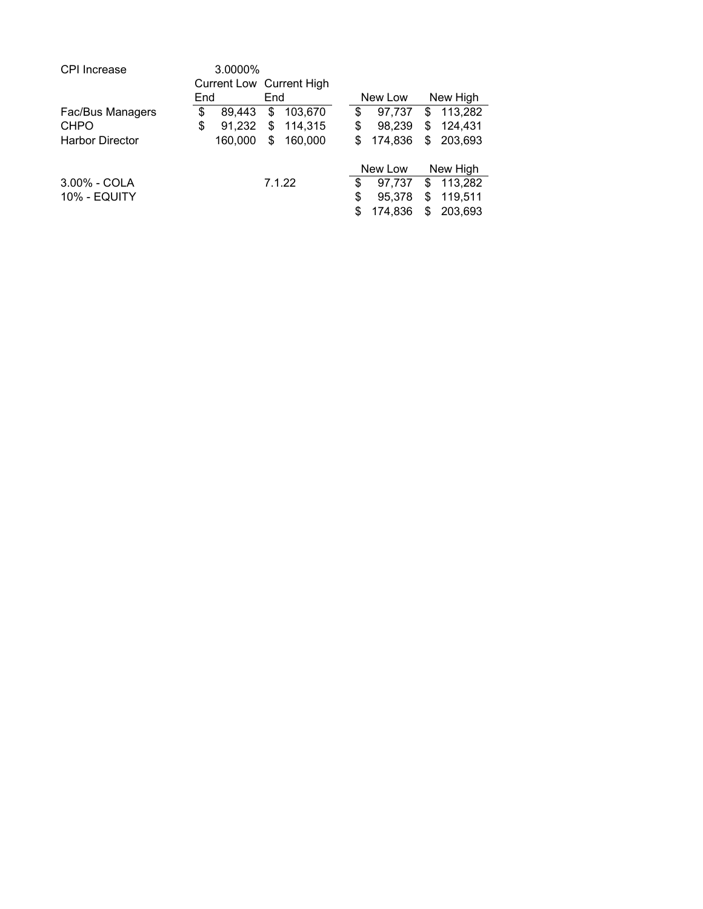CPI Increase 3.0000%

| | Current Low End | Current High End | New Low | New High |
|---|---|---|---|---|
| Fac/Bus Managers | $ 89,443 | $ 103,670 | $ 97,737 | $ 113,282 |
| CHPO | $ 91,232 | $ 114,315 | $ 98,239 | $ 124,431 |
| Harbor Director | 160,000 | $ 160,000 | $ 174,836 | $ 203,693 |

| | | New Low | New High |
|---|---|---|---|
| 3.00% - COLA | 7.1.22 | $ 97,737 | $ 113,282 |
| 10% - EQUITY | | $ 95,378 | $ 119,511 |
| | | $ 174,836 | $ 203,693 |